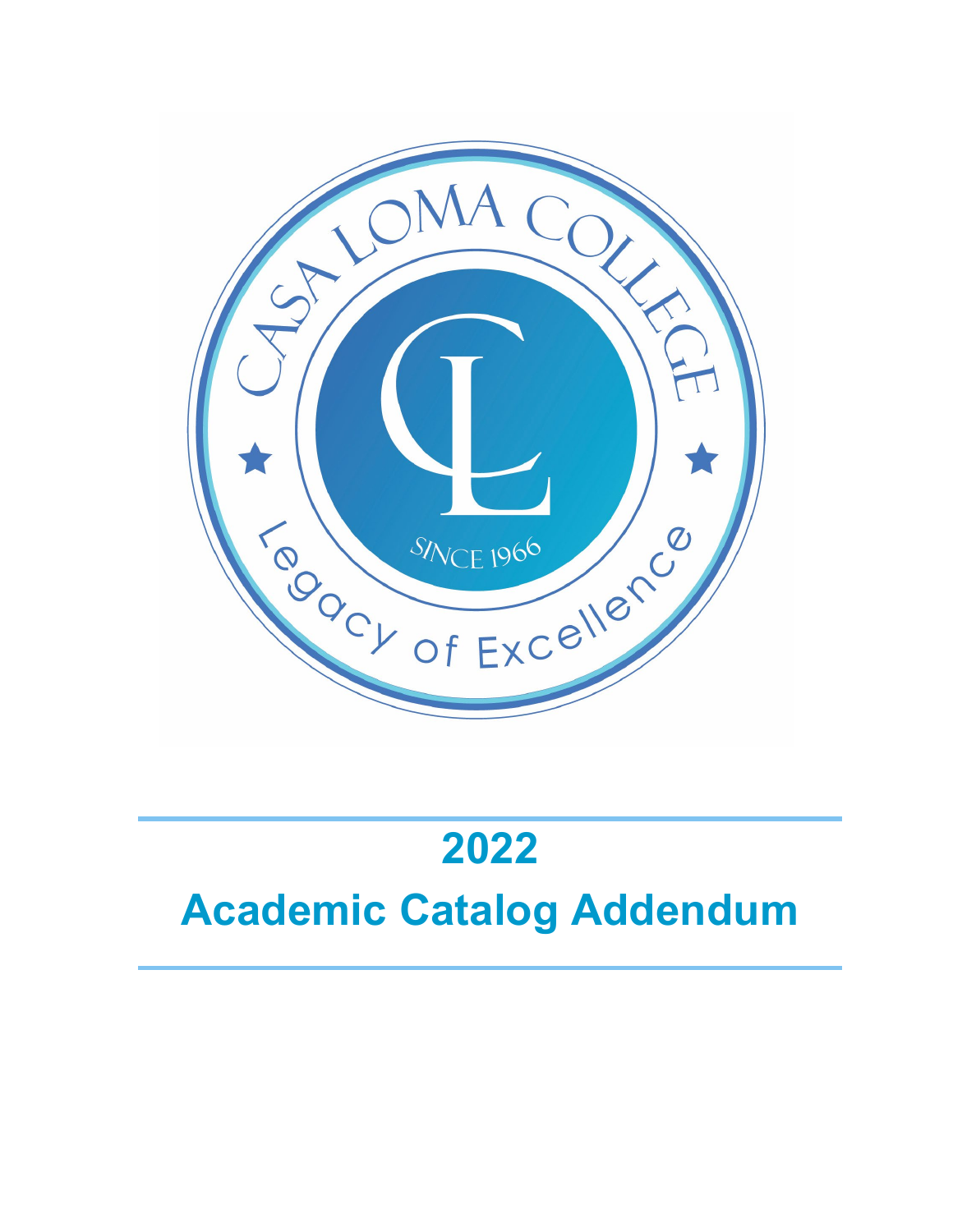CASA LOMA COLLEGE

★ ★

SINCE 1966

Legacy of Excellence

# 2022

# Academic Catalog Addendum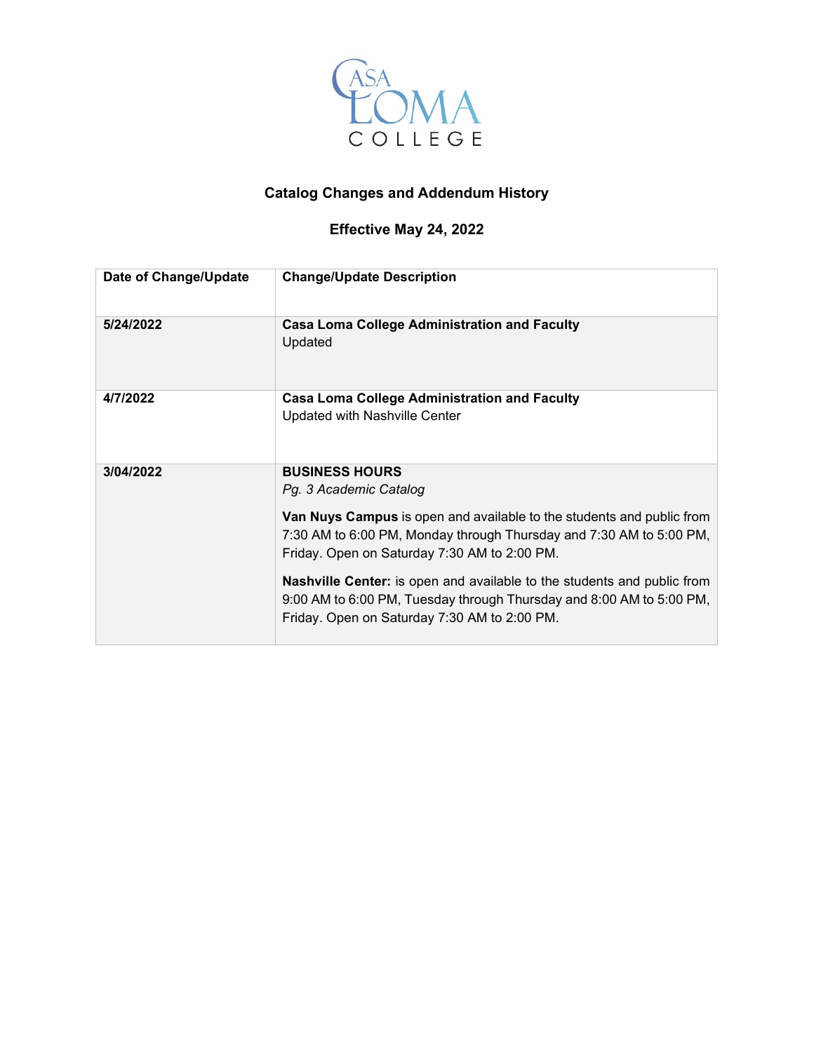# Catalog Changes and Addendum History

## Effective May 24, 2022

| Date of Change/Update | Change/Update Description |
| --- | --- |
| 5/24/2022 | **Casa Loma College Administration and Faculty**<br>Updated |
| 4/7/2022 | **Casa Loma College Administration and Faculty**<br>Updated with Nashville Center |
| 3/04/2022 | **BUSINESS HOURS**<br>*Pg. 3 Academic Catalog*<br><br>**Van Nuys Campus** is open and available to the students and public from 7:30 AM to 6:00 PM, Monday through Thursday and 7:30 AM to 5:00 PM, Friday. Open on Saturday 7:30 AM to 2:00 PM.<br><br>**Nashville Center:** is open and available to the students and public from 9:00 AM to 6:00 PM, Tuesday through Thursday and 8:00 AM to 5:00 PM, Friday. Open on Saturday 7:30 AM to 2:00 PM. |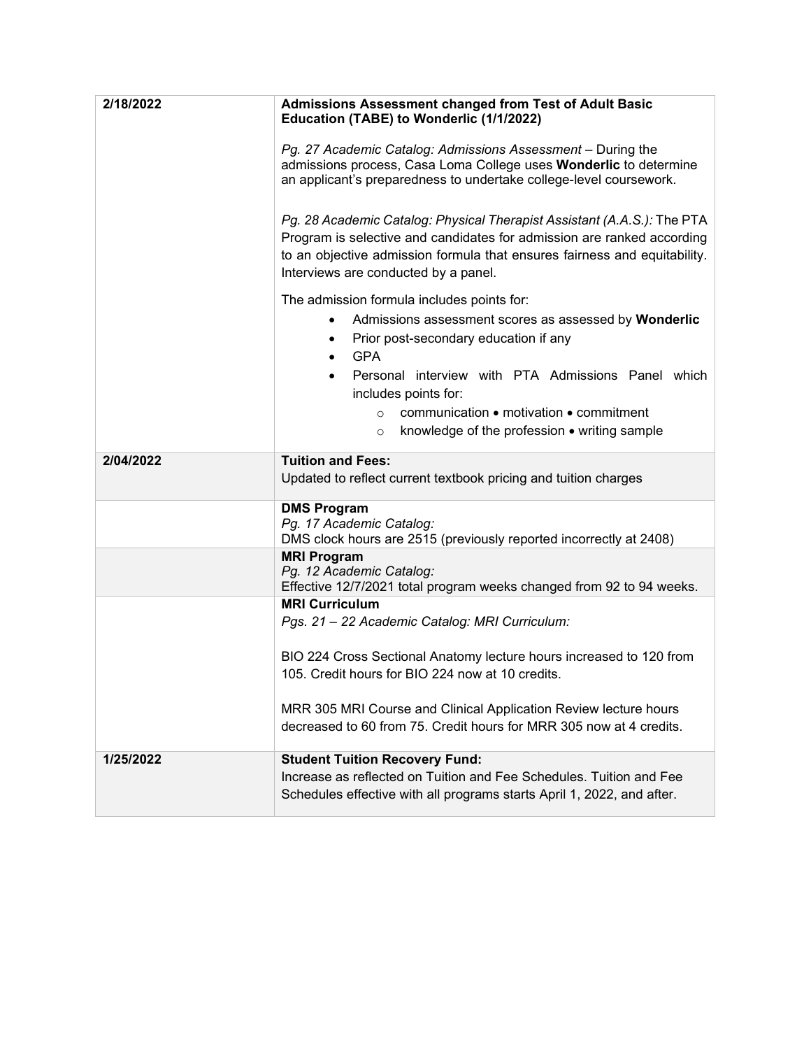| | |
|---|---|
| 2/18/2022 | **Admissions Assessment changed from Test of Adult Basic Education (TABE) to Wonderlic (1/1/2022)**<br><br>*Pg. 27 Academic Catalog: Admissions Assessment* – During the admissions process, Casa Loma College uses **Wonderlic** to determine an applicant's preparedness to undertake college-level coursework.<br><br>*Pg. 28 Academic Catalog: Physical Therapist Assistant (A.A.S.):* The PTA Program is selective and candidates for admission are ranked according to an objective admission formula that ensures fairness and equitability. Interviews are conducted by a panel.<br><br>The admission formula includes points for:<br>• Admissions assessment scores as assessed by **Wonderlic**<br>• Prior post-secondary education if any<br>• GPA<br>• Personal interview with PTA Admissions Panel which includes points for:<br>  ○ communication • motivation • commitment<br>  ○ knowledge of the profession • writing sample |
| 2/04/2022 | **Tuition and Fees:**<br>Updated to reflect current textbook pricing and tuition charges |
| | **DMS Program**<br>*Pg. 17 Academic Catalog:*<br>DMS clock hours are 2515 (previously reported incorrectly at 2408) |
| | **MRI Program**<br>*Pg. 12 Academic Catalog:*<br>Effective 12/7/2021 total program weeks changed from 92 to 94 weeks. |
| | **MRI Curriculum**<br>*Pgs. 21 – 22 Academic Catalog: MRI Curriculum:*<br><br>BIO 224 Cross Sectional Anatomy lecture hours increased to 120 from 105. Credit hours for BIO 224 now at 10 credits.<br><br>MRR 305 MRI Course and Clinical Application Review lecture hours decreased to 60 from 75. Credit hours for MRR 305 now at 4 credits. |
| 1/25/2022 | **Student Tuition Recovery Fund:**<br>Increase as reflected on Tuition and Fee Schedules. Tuition and Fee Schedules effective with all programs starts April 1, 2022, and after. |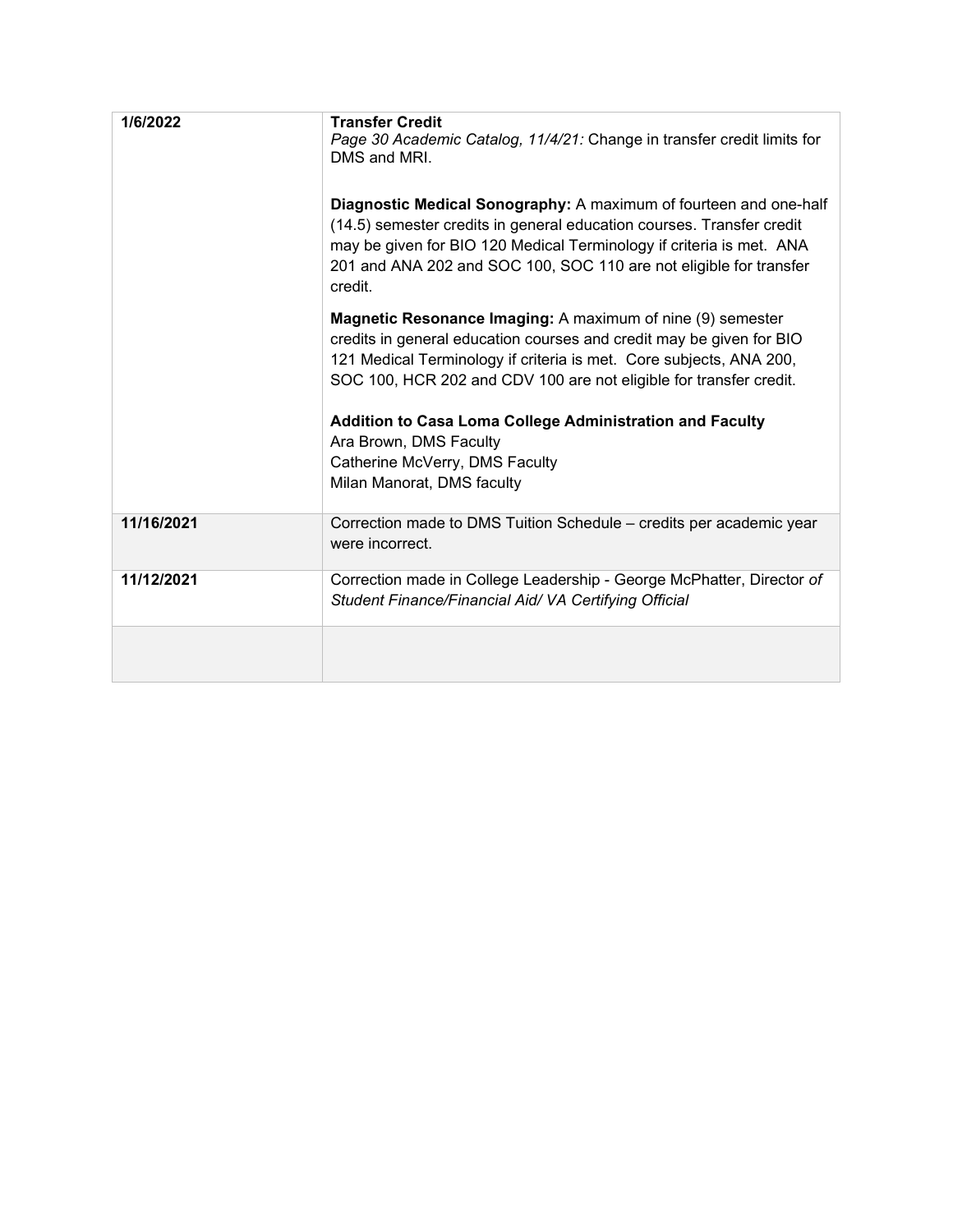| **1/6/2022** | **Transfer Credit**<br>*Page 30 Academic Catalog, 11/4/21:* Change in transfer credit limits for DMS and MRI.<br><br>**Diagnostic Medical Sonography:** A maximum of fourteen and one-half (14.5) semester credits in general education courses. Transfer credit may be given for BIO 120 Medical Terminology if criteria is met. ANA 201 and ANA 202 and SOC 100, SOC 110 are not eligible for transfer credit.<br><br>**Magnetic Resonance Imaging:** A maximum of nine (9) semester credits in general education courses and credit may be given for BIO 121 Medical Terminology if criteria is met. Core subjects, ANA 200, SOC 100, HCR 202 and CDV 100 are not eligible for transfer credit.<br><br>**Addition to Casa Loma College Administration and Faculty**<br>Ara Brown, DMS Faculty<br>Catherine McVerry, DMS Faculty<br>Milan Manorat, DMS faculty |
|---|---|
| **11/16/2021** | Correction made to DMS Tuition Schedule – credits per academic year were incorrect. |
| **11/12/2021** | Correction made in College Leadership - George McPhatter, Director *of Student Finance/Financial Aid/ VA Certifying Official* |
| | |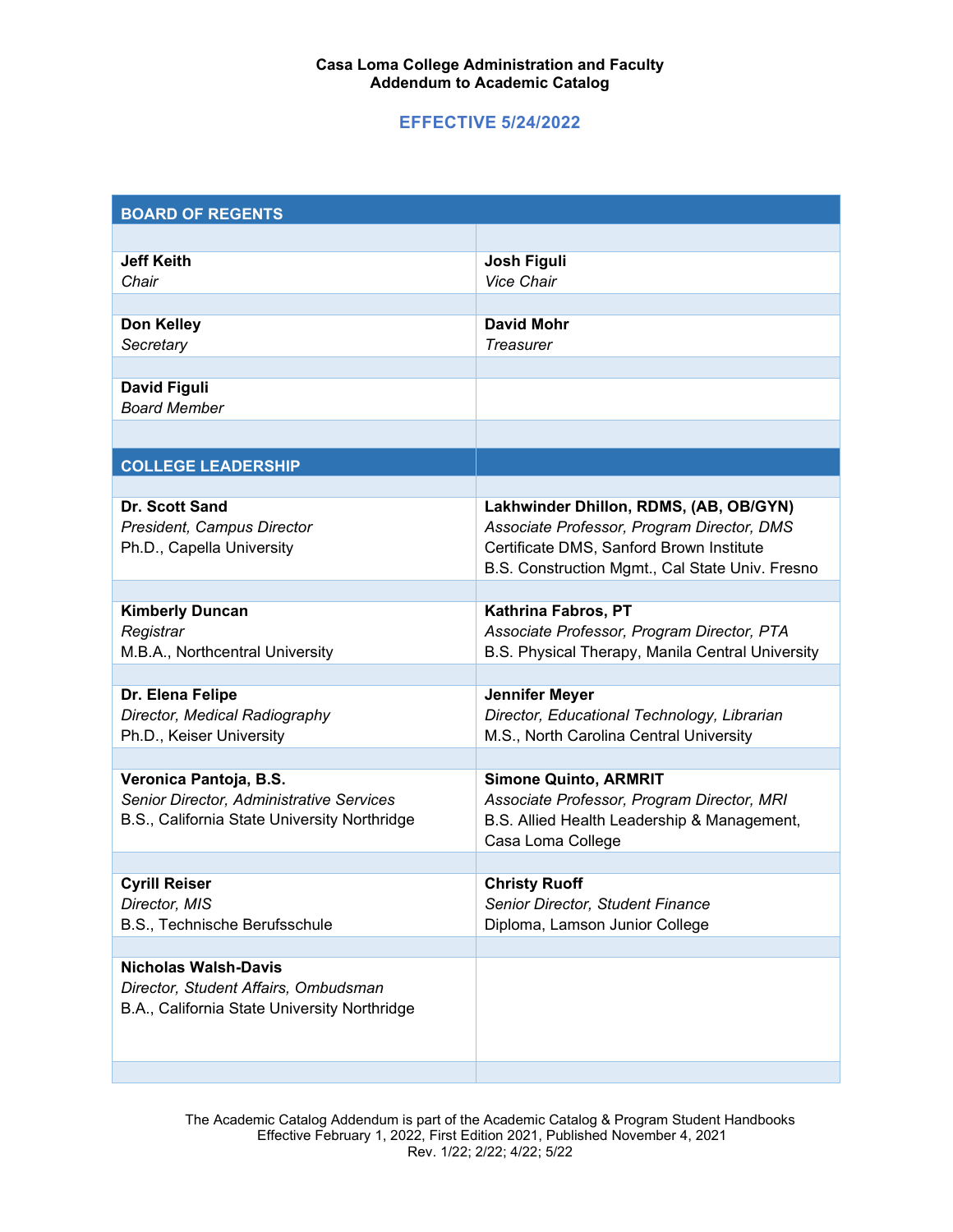**Casa Loma College Administration and Faculty**
**Addendum to Academic Catalog**

## EFFECTIVE 5/24/2022

| BOARD OF REGENTS | |
|---|---|
| **Jeff Keith**<br>*Chair* | **Josh Figuli**<br>*Vice Chair* |
| **Don Kelley**<br>*Secretary* | **David Mohr**<br>*Treasurer* |
| **David Figuli**<br>*Board Member* | |

| COLLEGE LEADERSHIP | |
|---|---|
| **Dr. Scott Sand**<br>*President, Campus Director*<br>Ph.D., Capella University | **Lakhwinder Dhillon, RDMS, (AB, OB/GYN)**<br>*Associate Professor, Program Director, DMS*<br>Certificate DMS, Sanford Brown Institute<br>B.S. Construction Mgmt., Cal State Univ. Fresno |
| **Kimberly Duncan**<br>*Registrar*<br>M.B.A., Northcentral University | **Kathrina Fabros, PT**<br>*Associate Professor, Program Director, PTA*<br>B.S. Physical Therapy, Manila Central University |
| **Dr. Elena Felipe**<br>*Director, Medical Radiography*<br>Ph.D., Keiser University | **Jennifer Meyer**<br>*Director, Educational Technology, Librarian*<br>M.S., North Carolina Central University |
| **Veronica Pantoja, B.S.**<br>*Senior Director, Administrative Services*<br>B.S., California State University Northridge | **Simone Quinto, ARMRIT**<br>*Associate Professor, Program Director, MRI*<br>B.S. Allied Health Leadership & Management, Casa Loma College |
| **Cyrill Reiser**<br>*Director, MIS*<br>B.S., Technische Berufsschule | **Christy Ruoff**<br>*Senior Director, Student Finance*<br>Diploma, Lamson Junior College |
| **Nicholas Walsh-Davis**<br>*Director, Student Affairs, Ombudsman*<br>B.A., California State University Northridge | |

The Academic Catalog Addendum is part of the Academic Catalog & Program Student Handbooks
Effective February 1, 2022, First Edition 2021, Published November 4, 2021
Rev. 1/22; 2/22; 4/22; 5/22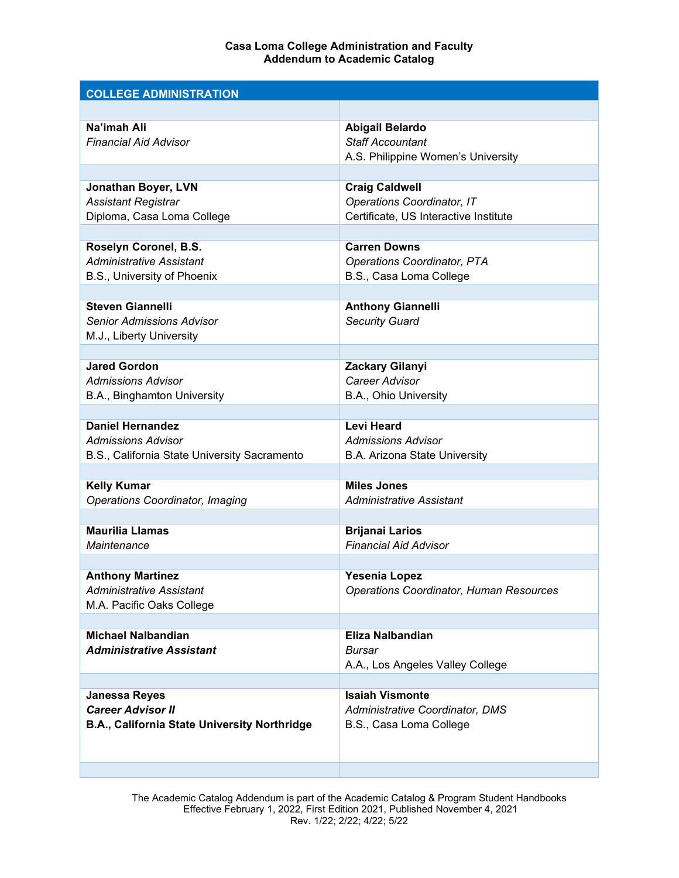**Casa Loma College Administration and Faculty**
**Addendum to Academic Catalog**

| COLLEGE ADMINISTRATION | |
|---|---|
| **Na'imah Ali**<br>*Financial Aid Advisor* | **Abigail Belardo**<br>*Staff Accountant*<br>A.S. Philippine Women's University |
| **Jonathan Boyer, LVN**<br>*Assistant Registrar*<br>Diploma, Casa Loma College | **Craig Caldwell**<br>*Operations Coordinator, IT*<br>Certificate, US Interactive Institute |
| **Roselyn Coronel, B.S.**<br>*Administrative Assistant*<br>B.S., University of Phoenix | **Carren Downs**<br>*Operations Coordinator, PTA*<br>B.S., Casa Loma College |
| **Steven Giannelli**<br>*Senior Admissions Advisor*<br>M.J., Liberty University | **Anthony Giannelli**<br>*Security Guard* |
| **Jared Gordon**<br>*Admissions Advisor*<br>B.A., Binghamton University | **Zackary Gilanyi**<br>*Career Advisor*<br>B.A., Ohio University |
| **Daniel Hernandez**<br>*Admissions Advisor*<br>B.S., California State University Sacramento | **Levi Heard**<br>*Admissions Advisor*<br>B.A. Arizona State University |
| **Kelly Kumar**<br>*Operations Coordinator, Imaging* | **Miles Jones**<br>*Administrative Assistant* |
| **Maurilia Llamas**<br>*Maintenance* | **Brijanai Larios**<br>*Financial Aid Advisor* |
| **Anthony Martinez**<br>*Administrative Assistant*<br>M.A. Pacific Oaks College | **Yesenia Lopez**<br>*Operations Coordinator, Human Resources* |
| **Michael Nalbandian**<br>***Administrative Assistant*** | **Eliza Nalbandian**<br>*Bursar*<br>A.A., Los Angeles Valley College |
| **Janessa Reyes**<br>***Career Advisor II***<br>**B.A., California State University Northridge** | **Isaiah Vismonte**<br>*Administrative Coordinator, DMS*<br>B.S., Casa Loma College |

The Academic Catalog Addendum is part of the Academic Catalog & Program Student Handbooks
Effective February 1, 2022, First Edition 2021, Published November 4, 2021
Rev. 1/22; 2/22; 4/22; 5/22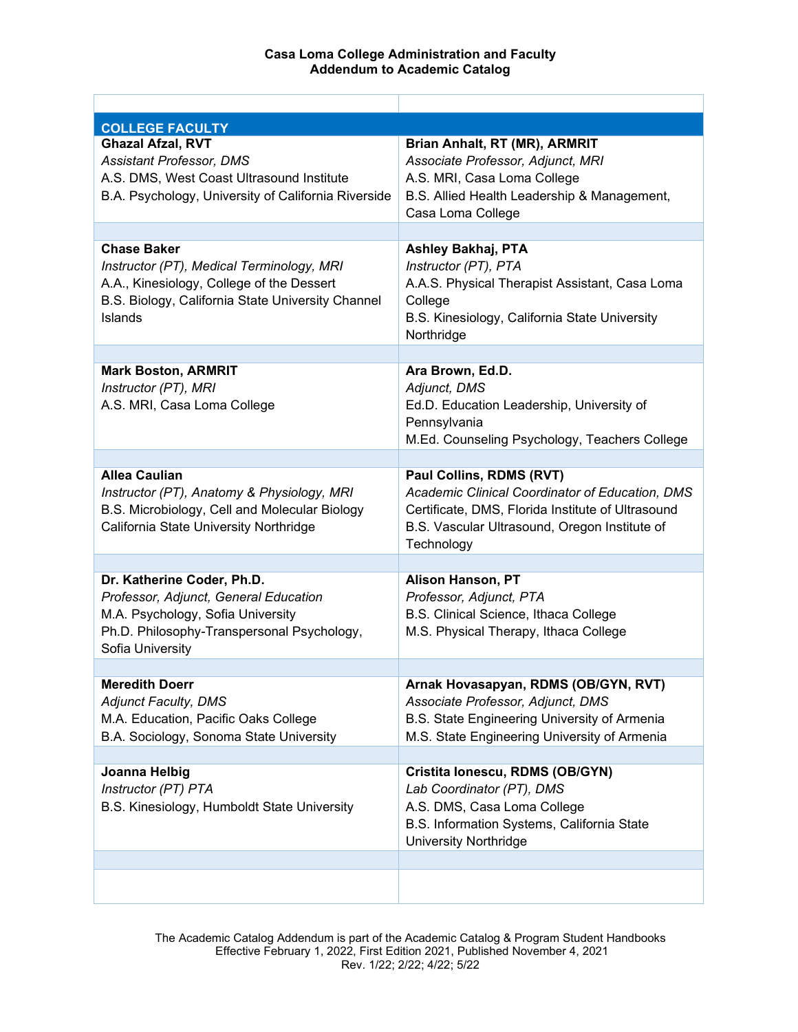**Casa Loma College Administration and Faculty**
**Addendum to Academic Catalog**

| COLLEGE FACULTY | |
|---|---|
| **Ghazal Afzal, RVT**<br>*Assistant Professor, DMS*<br>A.S. DMS, West Coast Ultrasound Institute<br>B.A. Psychology, University of California Riverside | **Brian Anhalt, RT (MR), ARMRIT**<br>*Associate Professor, Adjunct, MRI*<br>A.S. MRI, Casa Loma College<br>B.S. Allied Health Leadership & Management, Casa Loma College |
| **Chase Baker**<br>*Instructor (PT), Medical Terminology, MRI*<br>A.A., Kinesiology, College of the Dessert<br>B.S. Biology, California State University Channel Islands | **Ashley Bakhaj, PTA**<br>*Instructor (PT), PTA*<br>A.A.S. Physical Therapist Assistant, Casa Loma College<br>B.S. Kinesiology, California State University Northridge |
| **Mark Boston, ARMRIT**<br>*Instructor (PT), MRI*<br>A.S. MRI, Casa Loma College | **Ara Brown, Ed.D.**<br>*Adjunct, DMS*<br>Ed.D. Education Leadership, University of Pennsylvania<br>M.Ed. Counseling Psychology, Teachers College |
| **Allea Caulian**<br>*Instructor (PT), Anatomy & Physiology, MRI*<br>B.S. Microbiology, Cell and Molecular Biology California State University Northridge | **Paul Collins, RDMS (RVT)**<br>*Academic Clinical Coordinator of Education, DMS*<br>Certificate, DMS, Florida Institute of Ultrasound<br>B.S. Vascular Ultrasound, Oregon Institute of Technology |
| **Dr. Katherine Coder, Ph.D.**<br>*Professor, Adjunct, General Education*<br>M.A. Psychology, Sofia University<br>Ph.D. Philosophy-Transpersonal Psychology, Sofia University | **Alison Hanson, PT**<br>*Professor, Adjunct, PTA*<br>B.S. Clinical Science, Ithaca College<br>M.S. Physical Therapy, Ithaca College |
| **Meredith Doerr**<br>*Adjunct Faculty, DMS*<br>M.A. Education, Pacific Oaks College<br>B.A. Sociology, Sonoma State University | **Arnak Hovasapyan, RDMS (OB/GYN, RVT)**<br>*Associate Professor, Adjunct, DMS*<br>B.S. State Engineering University of Armenia<br>M.S. State Engineering University of Armenia |
| **Joanna Helbig**<br>*Instructor (PT) PTA*<br>B.S. Kinesiology, Humboldt State University | **Cristita Ionescu, RDMS (OB/GYN)**<br>*Lab Coordinator (PT), DMS*<br>A.S. DMS, Casa Loma College<br>B.S. Information Systems, California State University Northridge |

The Academic Catalog Addendum is part of the Academic Catalog & Program Student Handbooks
Effective February 1, 2022, First Edition 2021, Published November 4, 2021
Rev. 1/22; 2/22; 4/22; 5/22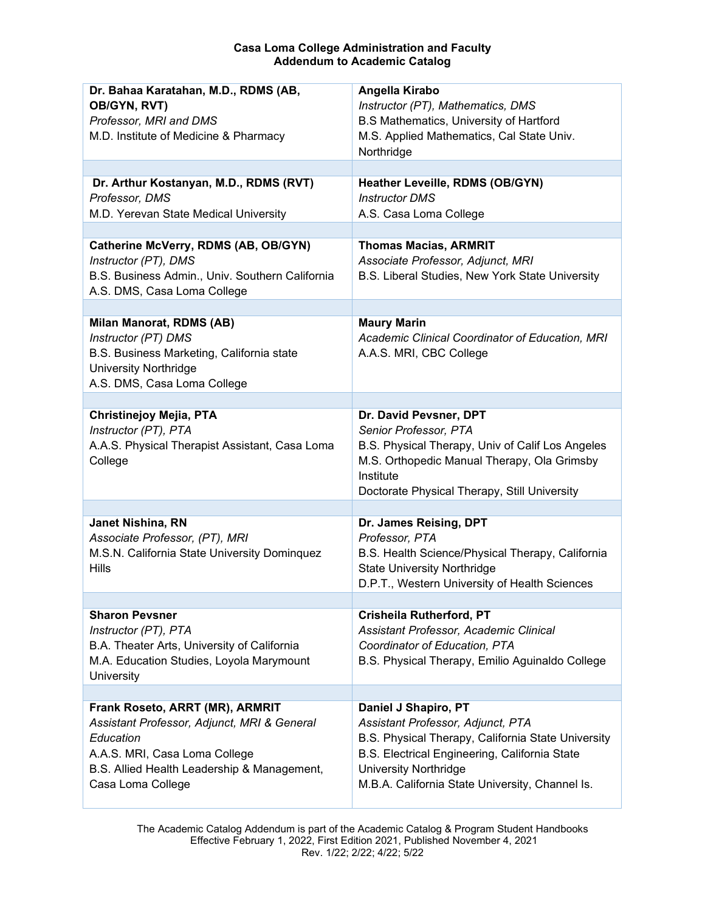**Casa Loma College Administration and Faculty**
**Addendum to Academic Catalog**

**Dr. Bahaa Karatahan, M.D., RDMS (AB, OB/GYN, RVT)**
*Professor, MRI and DMS*
M.D. Institute of Medicine & Pharmacy

**Angella Kirabo**
*Instructor (PT), Mathematics, DMS*
B.S Mathematics, University of Hartford
M.S. Applied Mathematics, Cal State Univ. Northridge

**Dr. Arthur Kostanyan, M.D., RDMS (RVT)**
*Professor, DMS*
M.D. Yerevan State Medical University

**Heather Leveille, RDMS (OB/GYN)**
*Instructor DMS*
A.S. Casa Loma College

**Catherine McVerry, RDMS (AB, OB/GYN)**
*Instructor (PT), DMS*
B.S. Business Admin., Univ. Southern California
A.S. DMS, Casa Loma College

**Thomas Macias, ARMRIT**
*Associate Professor, Adjunct, MRI*
B.S. Liberal Studies, New York State University

**Milan Manorat, RDMS (AB)**
*Instructor (PT) DMS*
B.S. Business Marketing, California state University Northridge
A.S. DMS, Casa Loma College

**Maury Marin**
*Academic Clinical Coordinator of Education, MRI*
A.A.S. MRI, CBC College

**Christinejoy Mejia, PTA**
*Instructor (PT), PTA*
A.A.S. Physical Therapist Assistant, Casa Loma College

**Dr. David Pevsner, DPT**
*Senior Professor, PTA*
B.S. Physical Therapy, Univ of Calif Los Angeles
M.S. Orthopedic Manual Therapy, Ola Grimsby Institute
Doctorate Physical Therapy, Still University

**Janet Nishina, RN**
*Associate Professor, (PT), MRI*
M.S.N. California State University Dominquez Hills

**Dr. James Reising, DPT**
*Professor, PTA*
B.S. Health Science/Physical Therapy, California State University Northridge
D.P.T., Western University of Health Sciences

**Sharon Pevsner**
*Instructor (PT), PTA*
B.A. Theater Arts, University of California
M.A. Education Studies, Loyola Marymount University

**Crisheila Rutherford, PT**
*Assistant Professor, Academic Clinical Coordinator of Education, PTA*
B.S. Physical Therapy, Emilio Aguinaldo College

**Frank Roseto, ARRT (MR), ARMRIT**
*Assistant Professor, Adjunct, MRI & General Education*
A.A.S. MRI, Casa Loma College
B.S. Allied Health Leadership & Management, Casa Loma College

**Daniel J Shapiro, PT**
*Assistant Professor, Adjunct, PTA*
B.S. Physical Therapy, California State University
B.S. Electrical Engineering, California State University Northridge
M.B.A. California State University, Channel Is.

The Academic Catalog Addendum is part of the Academic Catalog & Program Student Handbooks
Effective February 1, 2022, First Edition 2021, Published November 4, 2021
Rev. 1/22; 2/22; 4/22; 5/22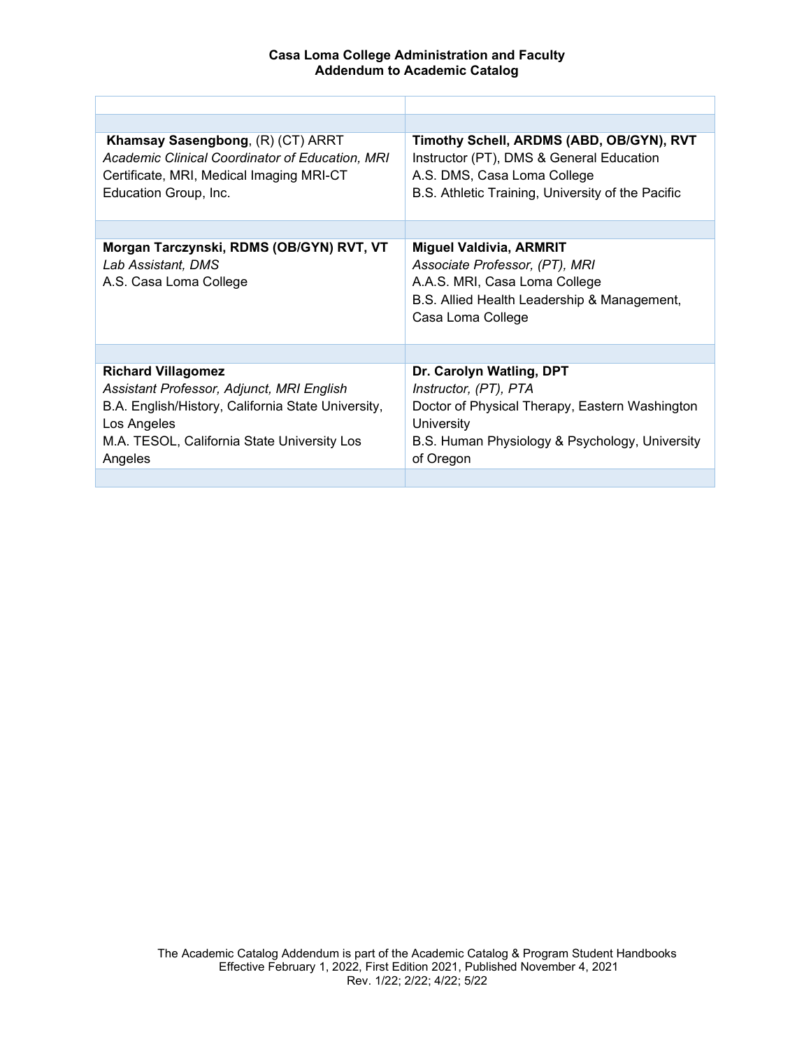| | |
|---|---|
| **Khamsay Sasengbong**, (R) (CT) ARRT<br>*Academic Clinical Coordinator of Education, MRI*<br>Certificate, MRI, Medical Imaging MRI-CT Education Group, Inc. | **Timothy Schell, ARDMS (ABD, OB/GYN), RVT**<br>Instructor (PT), DMS & General Education<br>A.S. DMS, Casa Loma College<br>B.S. Athletic Training, University of the Pacific |
| **Morgan Tarczynski, RDMS (OB/GYN) RVT, VT**<br>*Lab Assistant, DMS*<br>A.S. Casa Loma College | **Miguel Valdivia, ARMRIT**<br>*Associate Professor, (PT), MRI*<br>A.A.S. MRI, Casa Loma College<br>B.S. Allied Health Leadership & Management, Casa Loma College |
| **Richard Villagomez**<br>*Assistant Professor, Adjunct, MRI English*<br>B.A. English/History, California State University, Los Angeles<br>M.A. TESOL, California State University Los Angeles | **Dr. Carolyn Watling, DPT**<br>*Instructor, (PT), PTA*<br>Doctor of Physical Therapy, Eastern Washington University<br>B.S. Human Physiology & Psychology, University of Oregon |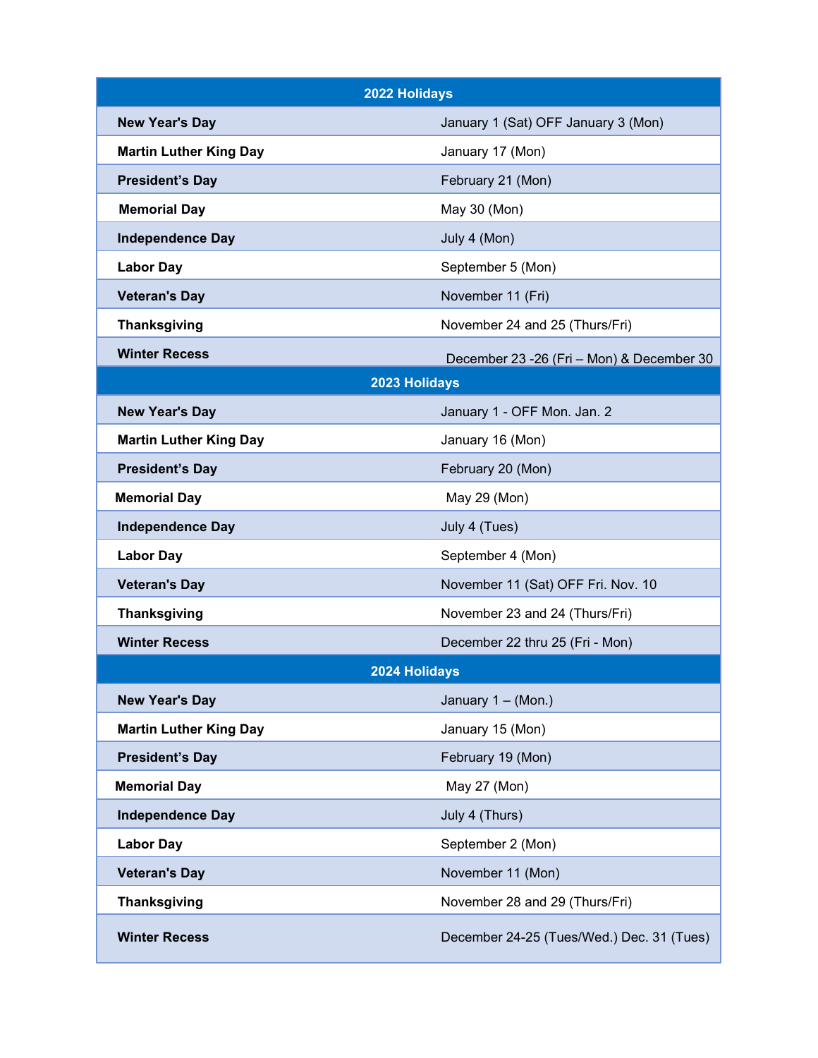| 2022 Holidays | |
|---|---|
| **New Year's Day** | January 1 (Sat) OFF January 3 (Mon) |
| **Martin Luther King Day** | January 17 (Mon) |
| **President's Day** | February 21 (Mon) |
| **Memorial Day** | May 30 (Mon) |
| **Independence Day** | July 4 (Mon) |
| **Labor Day** | September 5 (Mon) |
| **Veteran's Day** | November 11 (Fri) |
| **Thanksgiving** | November 24 and 25 (Thurs/Fri) |
| **Winter Recess** | December 23 -26 (Fri – Mon) & December 30 |
| **2023 Holidays** | |
| **New Year's Day** | January 1 - OFF Mon. Jan. 2 |
| **Martin Luther King Day** | January 16 (Mon) |
| **President's Day** | February 20 (Mon) |
| **Memorial Day** | May 29 (Mon) |
| **Independence Day** | July 4 (Tues) |
| **Labor Day** | September 4 (Mon) |
| **Veteran's Day** | November 11 (Sat) OFF Fri. Nov. 10 |
| **Thanksgiving** | November 23 and 24 (Thurs/Fri) |
| **Winter Recess** | December 22 thru 25 (Fri - Mon) |
| **2024 Holidays** | |
| **New Year's Day** | January 1 – (Mon.) |
| **Martin Luther King Day** | January 15 (Mon) |
| **President's Day** | February 19 (Mon) |
| **Memorial Day** | May 27 (Mon) |
| **Independence Day** | July 4 (Thurs) |
| **Labor Day** | September 2 (Mon) |
| **Veteran's Day** | November 11 (Mon) |
| **Thanksgiving** | November 28 and 29 (Thurs/Fri) |
| **Winter Recess** | December 24-25 (Tues/Wed.) Dec. 31 (Tues) |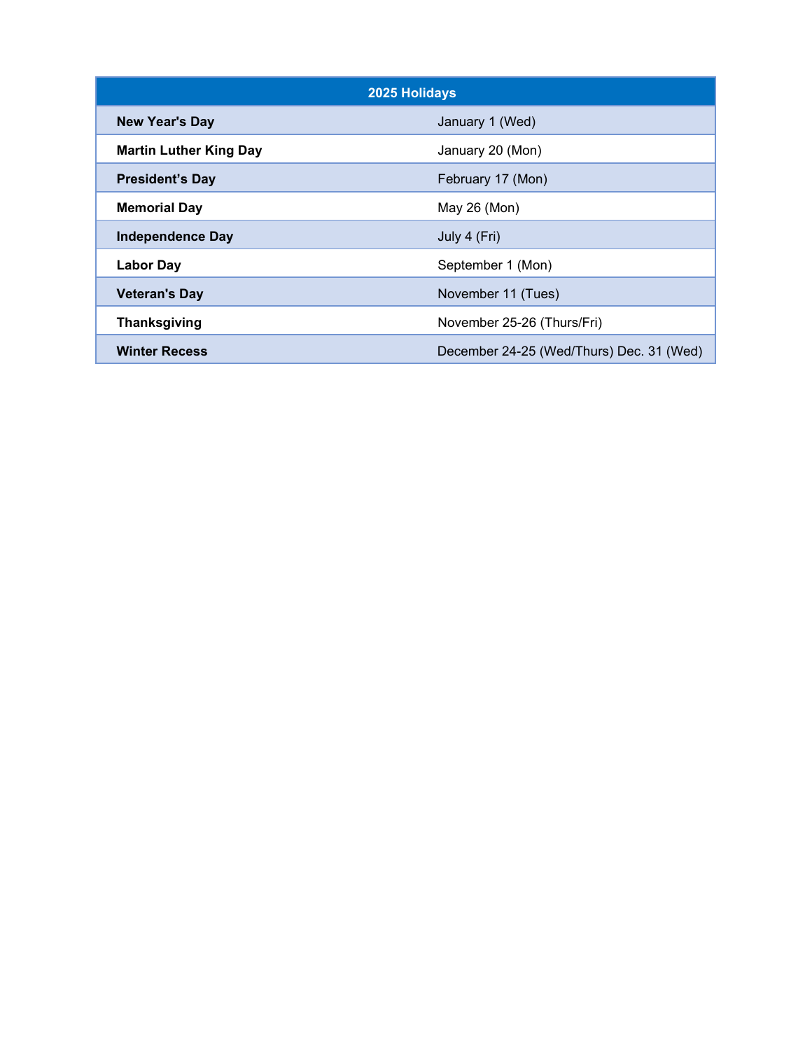| 2025 Holidays | |
|---|---|
| **New Year's Day** | January 1 (Wed) |
| **Martin Luther King Day** | January 20 (Mon) |
| **President's Day** | February 17 (Mon) |
| **Memorial Day** | May 26 (Mon) |
| **Independence Day** | July 4 (Fri) |
| **Labor Day** | September 1 (Mon) |
| **Veteran's Day** | November 11 (Tues) |
| **Thanksgiving** | November 25-26 (Thurs/Fri) |
| **Winter Recess** | December 24-25 (Wed/Thurs) Dec. 31 (Wed) |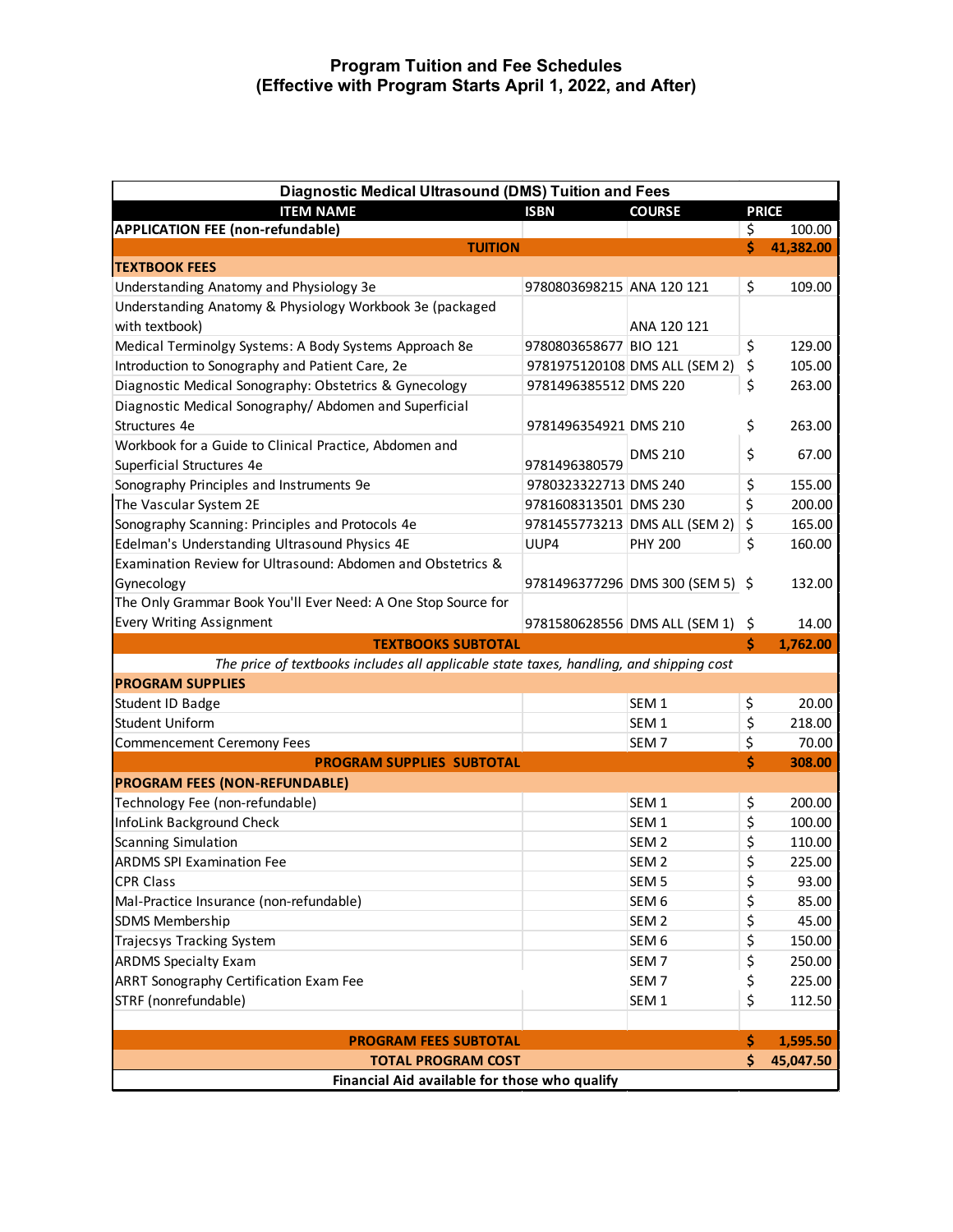## Program Tuition and Fee Schedules
## (Effective with Program Starts April 1, 2022, and After)

| Diagnostic Medical Ultrasound (DMS) Tuition and Fees | | | |
|---|---|---|---|
| **ITEM NAME** | **ISBN** | **COURSE** | **PRICE** |
| **APPLICATION FEE (non-refundable)** | | | $ 100.00 |
| **TUITION** | | | **$ 41,382.00** |
| **TEXTBOOK FEES** | | | |
| Understanding Anatomy and Physiology 3e | 9780803698215 | ANA 120 121 | $ 109.00 |
| Understanding Anatomy & Physiology Workbook 3e (packaged with textbook) | | ANA 120 121 | |
| Medical Terminolgy Systems: A Body Systems Approach 8e | 9780803658677 | BIO 121 | $ 129.00 |
| Introduction to Sonography and Patient Care, 2e | 9781975120108 | DMS ALL (SEM 2) | $ 105.00 |
| Diagnostic Medical Sonography: Obstetrics & Gynecology | 9781496385512 | DMS 220 | $ 263.00 |
| Diagnostic Medical Sonography/ Abdomen and Superficial Structures 4e | 9781496354921 | DMS 210 | $ 263.00 |
| Workbook for a Guide to Clinical Practice, Abdomen and Superficial Structures 4e | 9781496380579 | DMS 210 | $ 67.00 |
| Sonography Principles and Instruments 9e | 9780323322713 | DMS 240 | $ 155.00 |
| The Vascular System 2E | 9781608313501 | DMS 230 | $ 200.00 |
| Sonography Scanning: Principles and Protocols 4e | 9781455773213 | DMS ALL (SEM 2) | $ 165.00 |
| Edelman's Understanding Ultrasound Physics 4E | UUP4 | PHY 200 | $ 160.00 |
| Examination Review for Ultrasound: Abdomen and Obstetrics & Gynecology | 9781496377296 | DMS 300 (SEM 5) | $ 132.00 |
| The Only Grammar Book You'll Ever Need: A One Stop Source for Every Writing Assignment | 9781580628556 | DMS ALL (SEM 1) | $ 14.00 |
| **TEXTBOOKS SUBTOTAL** | | | **$ 1,762.00** |
| *The price of textbooks includes all applicable state taxes, handling, and shipping cost* | | | |
| **PROGRAM SUPPLIES** | | | |
| Student ID Badge | | SEM 1 | $ 20.00 |
| Student Uniform | | SEM 1 | $ 218.00 |
| Commencement Ceremony Fees | | SEM 7 | $ 70.00 |
| **PROGRAM SUPPLIES SUBTOTAL** | | | **$ 308.00** |
| **PROGRAM FEES (NON-REFUNDABLE)** | | | |
| Technology Fee (non-refundable) | | SEM 1 | $ 200.00 |
| InfoLink Background Check | | SEM 1 | $ 100.00 |
| Scanning Simulation | | SEM 2 | $ 110.00 |
| ARDMS SPI Examination Fee | | SEM 2 | $ 225.00 |
| CPR Class | | SEM 5 | $ 93.00 |
| Mal-Practice Insurance (non-refundable) | | SEM 6 | $ 85.00 |
| SDMS Membership | | SEM 2 | $ 45.00 |
| Trajecsys Tracking System | | SEM 6 | $ 150.00 |
| ARDMS Specialty Exam | | SEM 7 | $ 250.00 |
| ARRT Sonography Certification Exam Fee | | SEM 7 | $ 225.00 |
| STRF (nonrefundable) | | SEM 1 | $ 112.50 |
| **PROGRAM FEES SUBTOTAL** | | | **$ 1,595.50** |
| **TOTAL PROGRAM COST** | | | **$ 45,047.50** |
| **Financial Aid available for those who qualify** | | | |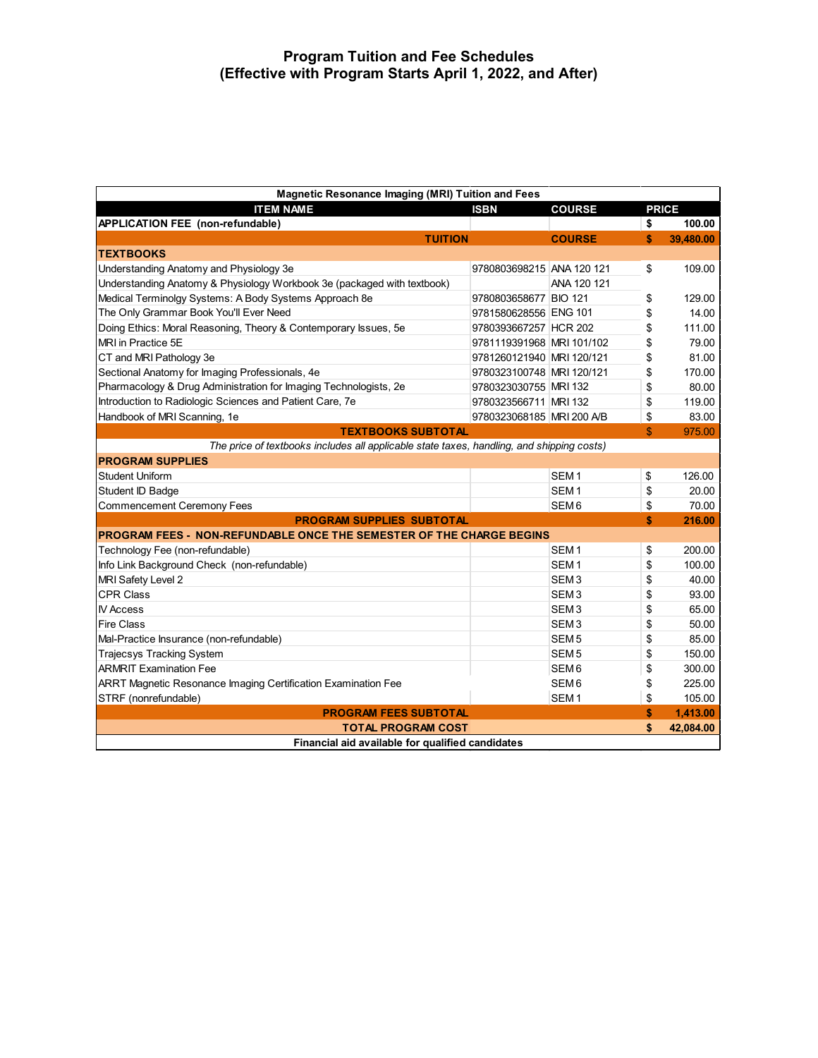# Program Tuition and Fee Schedules
## (Effective with Program Starts April 1, 2022, and After)

| Magnetic Resonance Imaging (MRI) Tuition and Fees | | | |
|---|---|---|---|
| **ITEM NAME** | **ISBN** | **COURSE** | **PRICE** |
| **APPLICATION FEE (non-refundable)** | | | **$ 100.00** |
| **TUITION** | | **COURSE** | **$ 39,480.00** |
| **TEXTBOOKS** | | | |
| Understanding Anatomy and Physiology 3e | 9780803698215 | ANA 120 121 | $ 109.00 |
| Understanding Anatomy & Physiology Workbook 3e (packaged with textbook) | | ANA 120 121 | |
| Medical Terminolgy Systems: A Body Systems Approach 8e | 9780803658677 | BIO 121 | $ 129.00 |
| The Only Grammar Book You'll Ever Need | 9781580628556 | ENG 101 | $ 14.00 |
| Doing Ethics: Moral Reasoning, Theory & Contemporary Issues, 5e | 9780393667257 | HCR 202 | $ 111.00 |
| MRI in Practice 5E | 9781119391968 | MRI 101/102 | $ 79.00 |
| CT and MRI Pathology 3e | 9781260121940 | MRI 120/121 | $ 81.00 |
| Sectional Anatomy for Imaging Professionals, 4e | 9780323100748 | MRI 120/121 | $ 170.00 |
| Pharmacology & Drug Administration for Imaging Technologists, 2e | 9780323030755 | MRI 132 | $ 80.00 |
| Introduction to Radiologic Sciences and Patient Care, 7e | 9780323566711 | MRI 132 | $ 119.00 |
| Handbook of MRI Scanning, 1e | 9780323068185 | MRI 200 A/B | $ 83.00 |
| **TEXTBOOKS SUBTOTAL** | | | $ 975.00 |
| *The price of textbooks includes all applicable state taxes, handling, and shipping costs)* | | | |
| **PROGRAM SUPPLIES** | | | |
| Student Uniform | | SEM 1 | $ 126.00 |
| Student ID Badge | | SEM 1 | $ 20.00 |
| Commencement Ceremony Fees | | SEM 6 | $ 70.00 |
| **PROGRAM SUPPLIES SUBTOTAL** | | | **$ 216.00** |
| **PROGRAM FEES - NON-REFUNDABLE ONCE THE SEMESTER OF THE CHARGE BEGINS** | | | |
| Technology Fee (non-refundable) | | SEM 1 | $ 200.00 |
| Info Link Background Check (non-refundable) | | SEM 1 | $ 100.00 |
| MRI Safety Level 2 | | SEM 3 | $ 40.00 |
| CPR Class | | SEM 3 | $ 93.00 |
| IV Access | | SEM 3 | $ 65.00 |
| Fire Class | | SEM 3 | $ 50.00 |
| Mal-Practice Insurance (non-refundable) | | SEM 5 | $ 85.00 |
| Trajecsys Tracking System | | SEM 5 | $ 150.00 |
| ARMRIT Examination Fee | | SEM 6 | $ 300.00 |
| ARRT Magnetic Resonance Imaging Certification Examination Fee | | SEM 6 | $ 225.00 |
| STRF (nonrefundable) | | SEM 1 | $ 105.00 |
| **PROGRAM FEES SUBTOTAL** | | | **$ 1,413.00** |
| **TOTAL PROGRAM COST** | | | **$ 42,084.00** |
| **Financial aid available for qualified candidates** | | | |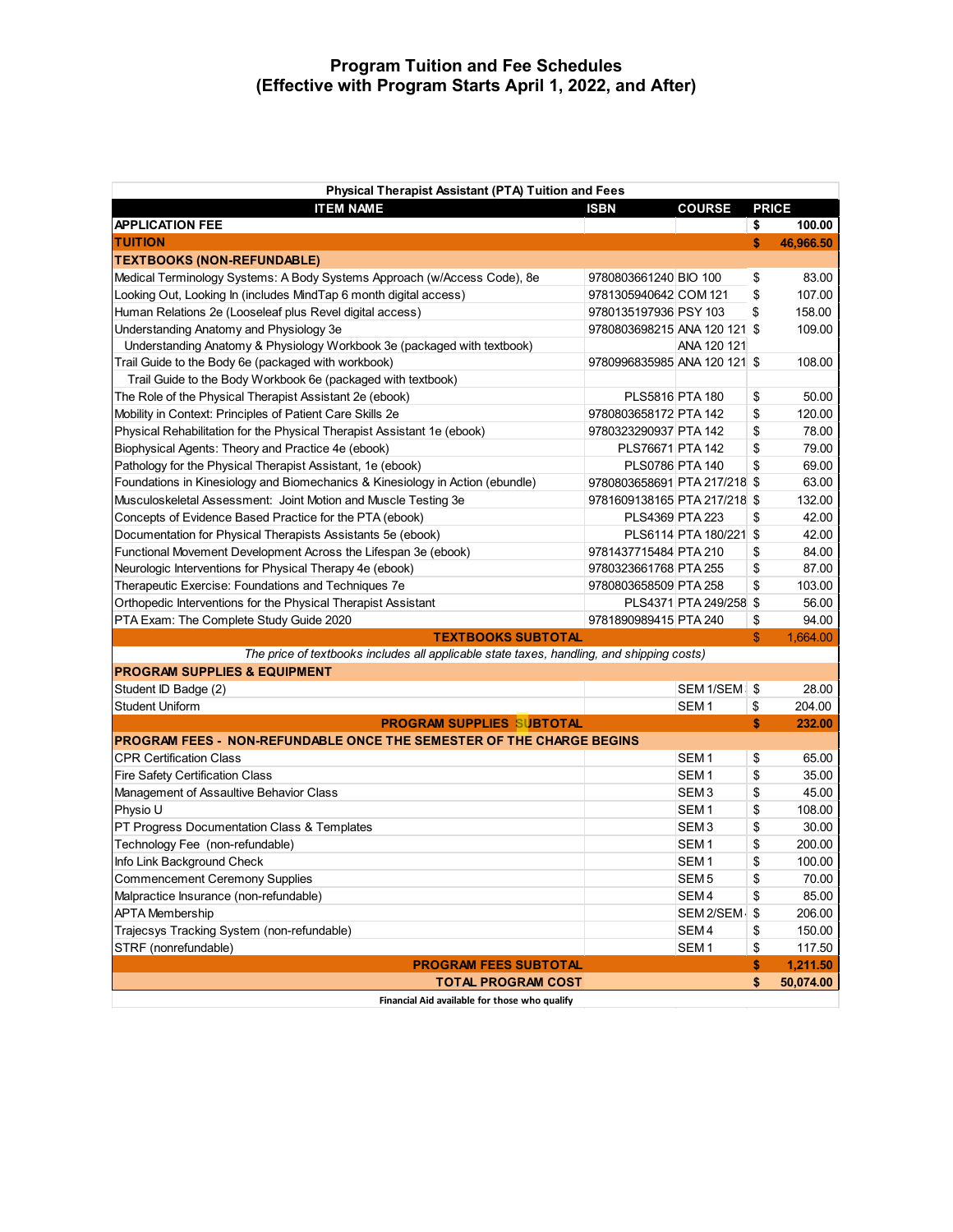# Program Tuition and Fee Schedules
## (Effective with Program Starts April 1, 2022, and After)

| Physical Therapist Assistant (PTA) Tuition and Fees | | | |
|---|---|---|---|
| **ITEM NAME** | **ISBN** | **COURSE** | **PRICE** |
| **APPLICATION FEE** | | | $ 100.00 |
| **TUITION** | | | **$ 46,966.50** |
| **TEXTBOOKS (NON-REFUNDABLE)** | | | |
| Medical Terminology Systems: A Body Systems Approach (w/Access Code), 8e | 9780803661240 | BIO 100 | $ 83.00 |
| Looking Out, Looking In (includes MindTap 6 month digital access) | 9781305940642 | COM 121 | $ 107.00 |
| Human Relations 2e (Looseleaf plus Revel digital access) | 9780135197936 | PSY 103 | $ 158.00 |
| Understanding Anatomy and Physiology 3e | 9780803698215 | ANA 120 121 | $ 109.00 |
| Understanding Anatomy & Physiology Workbook 3e (packaged with textbook) | | ANA 120 121 | |
| Trail Guide to the Body 6e (packaged with workbook) | 9780996835985 | ANA 120 121 | $ 108.00 |
| Trail Guide to the Body Workbook 6e (packaged with textbook) | | | |
| The Role of the Physical Therapist Assistant 2e (ebook) | PLS5816 | PTA 180 | $ 50.00 |
| Mobility in Context: Principles of Patient Care Skills 2e | 9780803658172 | PTA 142 | $ 120.00 |
| Physical Rehabilitation for the Physical Therapist Assistant 1e (ebook) | 9780323290937 | PTA 142 | $ 78.00 |
| Biophysical Agents: Theory and Practice 4e (ebook) | PLS76671 | PTA 142 | $ 79.00 |
| Pathology for the Physical Therapist Assistant, 1e (ebook) | PLS0786 | PTA 140 | $ 69.00 |
| Foundations in Kinesiology and Biomechanics & Kinesiology in Action (ebundle) | 9780803658691 | PTA 217/218 | $ 63.00 |
| Musculoskeletal Assessment: Joint Motion and Muscle Testing 3e | 9781609138165 | PTA 217/218 | $ 132.00 |
| Concepts of Evidence Based Practice for the PTA (ebook) | PLS4369 | PTA 223 | $ 42.00 |
| Documentation for Physical Therapists Assistants 5e (ebook) | PLS6114 | PTA 180/221 | $ 42.00 |
| Functional Movement Development Across the Lifespan 3e (ebook) | 9781437715484 | PTA 210 | $ 84.00 |
| Neurologic Interventions for Physical Therapy 4e (ebook) | 9780323661768 | PTA 255 | $ 87.00 |
| Therapeutic Exercise: Foundations and Techniques 7e | 9780803658509 | PTA 258 | $ 103.00 |
| Orthopedic Interventions for the Physical Therapist Assistant | PLS4371 | PTA 249/258 | $ 56.00 |
| PTA Exam: The Complete Study Guide 2020 | 9781890989415 | PTA 240 | $ 94.00 |
| **TEXTBOOKS SUBTOTAL** | | | $ 1,664.00 |
| *The price of textbooks includes all applicable state taxes, handling, and shipping costs)* | | | |
| **PROGRAM SUPPLIES & EQUIPMENT** | | | |
| Student ID Badge (2) | | SEM 1/SEM | $ 28.00 |
| Student Uniform | | SEM 1 | $ 204.00 |
| **PROGRAM SUPPLIES SUBTOTAL** | | | **$ 232.00** |
| **PROGRAM FEES - NON-REFUNDABLE ONCE THE SEMESTER OF THE CHARGE BEGINS** | | | |
| CPR Certification Class | | SEM 1 | $ 65.00 |
| Fire Safety Certification Class | | SEM 1 | $ 35.00 |
| Management of Assaultive Behavior Class | | SEM 3 | $ 45.00 |
| Physio U | | SEM 1 | $ 108.00 |
| PT Progress Documentation Class & Templates | | SEM 3 | $ 30.00 |
| Technology Fee (non-refundable) | | SEM 1 | $ 200.00 |
| Info Link Background Check | | SEM 1 | $ 100.00 |
| Commencement Ceremony Supplies | | SEM 5 | $ 70.00 |
| Malpractice Insurance (non-refundable) | | SEM 4 | $ 85.00 |
| APTA Membership | | SEM 2/SEM | $ 206.00 |
| Trajecsys Tracking System (non-refundable) | | SEM 4 | $ 150.00 |
| STRF (nonrefundable) | | SEM 1 | $ 117.50 |
| **PROGRAM FEES SUBTOTAL** | | | **$ 1,211.50** |
| **TOTAL PROGRAM COST** | | | **$ 50,074.00** |

**Financial Aid available for those who qualify**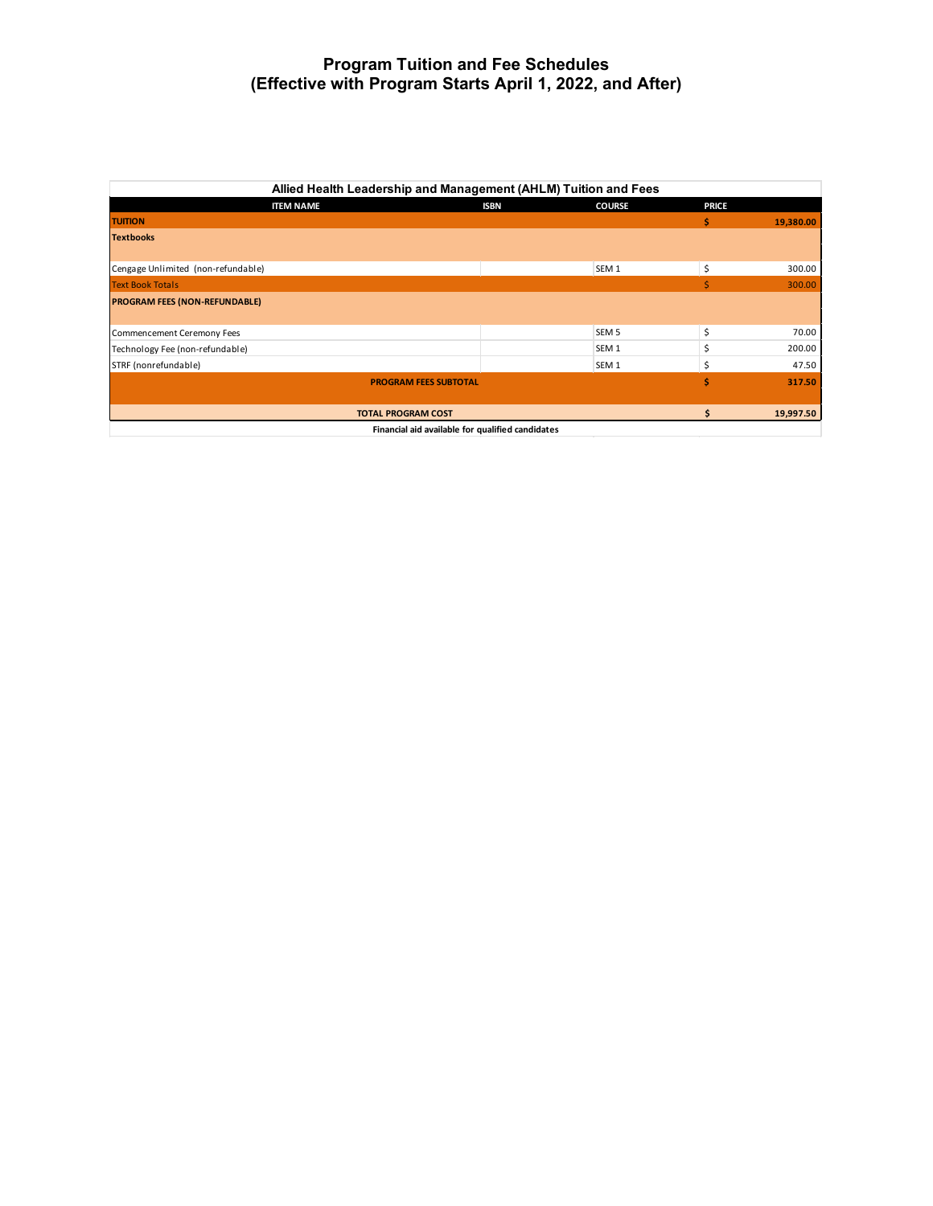# Program Tuition and Fee Schedules
# (Effective with Program Starts April 1, 2022, and After)

| Allied Health Leadership and Management (AHLM) Tuition and Fees | | | |
|---|---|---|---|
| **ITEM NAME** | **ISBN** | **COURSE** | **PRICE** |
| **TUITION** | | | **$ 19,380.00** |
| **Textbooks** | | | |
| Cengage Unlimited (non-refundable) | | SEM 1 | $ 300.00 |
| Text Book Totals | | | $ 300.00 |
| **PROGRAM FEES (NON-REFUNDABLE)** | | | |
| Commencement Ceremony Fees | | SEM 5 | $ 70.00 |
| Technology Fee (non-refundable) | | SEM 1 | $ 200.00 |
| STRF (nonrefundable) | | SEM 1 | $ 47.50 |
| **PROGRAM FEES SUBTOTAL** | | | **$ 317.50** |
| **TOTAL PROGRAM COST** | | | **$ 19,997.50** |
| **Financial aid available for qualified candidates** | | | |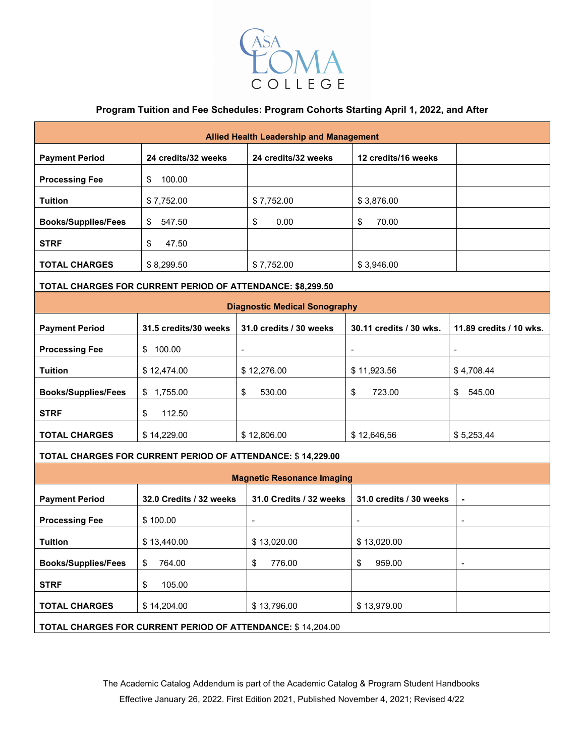Casa Loma College

### Program Tuition and Fee Schedules: Program Cohorts Starting April 1, 2022, and After

| Allied Health Leadership and Management | | | | |
|---|---|---|---|---|
| **Payment Period** | **24 credits/32 weeks** | **24 credits/32 weeks** | **12 credits/16 weeks** | |
| **Processing Fee** | $ 100.00 | | | |
| **Tuition** | $ 7,752.00 | $ 7,752.00 | $ 3,876.00 | |
| **Books/Supplies/Fees** | $ 547.50 | $ 0.00 | $ 70.00 | |
| **STRF** | $ 47.50 | | | |
| **TOTAL CHARGES** | $ 8,299.50 | $ 7,752.00 | $ 3,946.00 | |
| **TOTAL CHARGES FOR CURRENT PERIOD OF ATTENDANCE: $8,299.50** | | | | |

| Diagnostic Medical Sonography | | | | |
|---|---|---|---|---|
| **Payment Period** | **31.5 credits/30 weeks** | **31.0 credits / 30 weeks** | **30.11 credits / 30 wks.** | **11.89 credits / 10 wks.** |
| **Processing Fee** | $ 100.00 | - | - | - |
| **Tuition** | $ 12,474.00 | $ 12,276.00 | $ 11,923.56 | $ 4,708.44 |
| **Books/Supplies/Fees** | $ 1,755.00 | $ 530.00 | $ 723.00 | $ 545.00 |
| **STRF** | $ 112.50 | | | |
| **TOTAL CHARGES** | $ 14,229.00 | $ 12,806.00 | $ 12,646,56 | $ 5,253,44 |
| **TOTAL CHARGES FOR CURRENT PERIOD OF ATTENDANCE:** $ **14,229.00** | | | | |

| Magnetic Resonance Imaging | | | | |
|---|---|---|---|---|
| **Payment Period** | **32.0 Credits / 32 weeks** | **31.0 Credits / 32 weeks** | **31.0 credits / 30 weeks** | **-** |
| **Processing Fee** | $ 100.00 | - | - | - |
| **Tuition** | $ 13,440.00 | $ 13,020.00 | $ 13,020.00 | |
| **Books/Supplies/Fees** | $ 764.00 | $ 776.00 | $ 959.00 | - |
| **STRF** | $ 105.00 | | | |
| **TOTAL CHARGES** | $ 14,204.00 | $ 13,796.00 | $ 13,979.00 | |
| **TOTAL CHARGES FOR CURRENT PERIOD OF ATTENDANCE:** $ 14,204.00 | | | | |

The Academic Catalog Addendum is part of the Academic Catalog & Program Student Handbooks
Effective January 26, 2022. First Edition 2021, Published November 4, 2021; Revised 4/22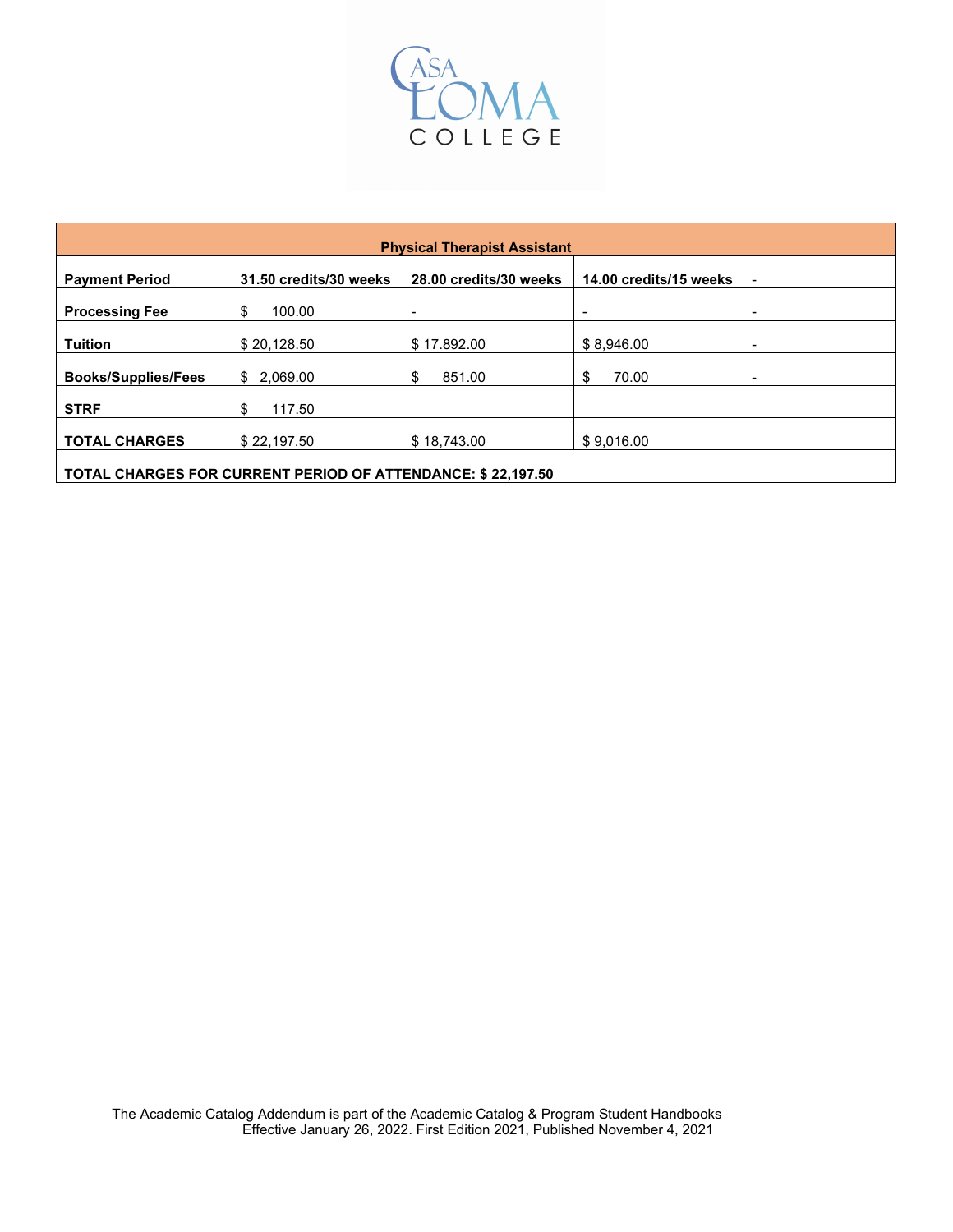| Physical Therapist Assistant | | | | |
|---|---|---|---|---|
| **Payment Period** | **31.50 credits/30 weeks** | **28.00 credits/30 weeks** | **14.00 credits/15 weeks** | - |
| **Processing Fee** | $ 100.00 | - | - | - |
| **Tuition** | $ 20,128.50 | $ 17.892.00 | $ 8,946.00 | - |
| **Books/Supplies/Fees** | $ 2,069.00 | $ 851.00 | $ 70.00 | - |
| **STRF** | $ 117.50 | | | |
| **TOTAL CHARGES** | $ 22,197.50 | $ 18,743.00 | $ 9,016.00 | |
| **TOTAL CHARGES FOR CURRENT PERIOD OF ATTENDANCE: $ 22,197.50** | | | | |

The Academic Catalog Addendum is part of the Academic Catalog & Program Student Handbooks
Effective January 26, 2022. First Edition 2021, Published November 4, 2021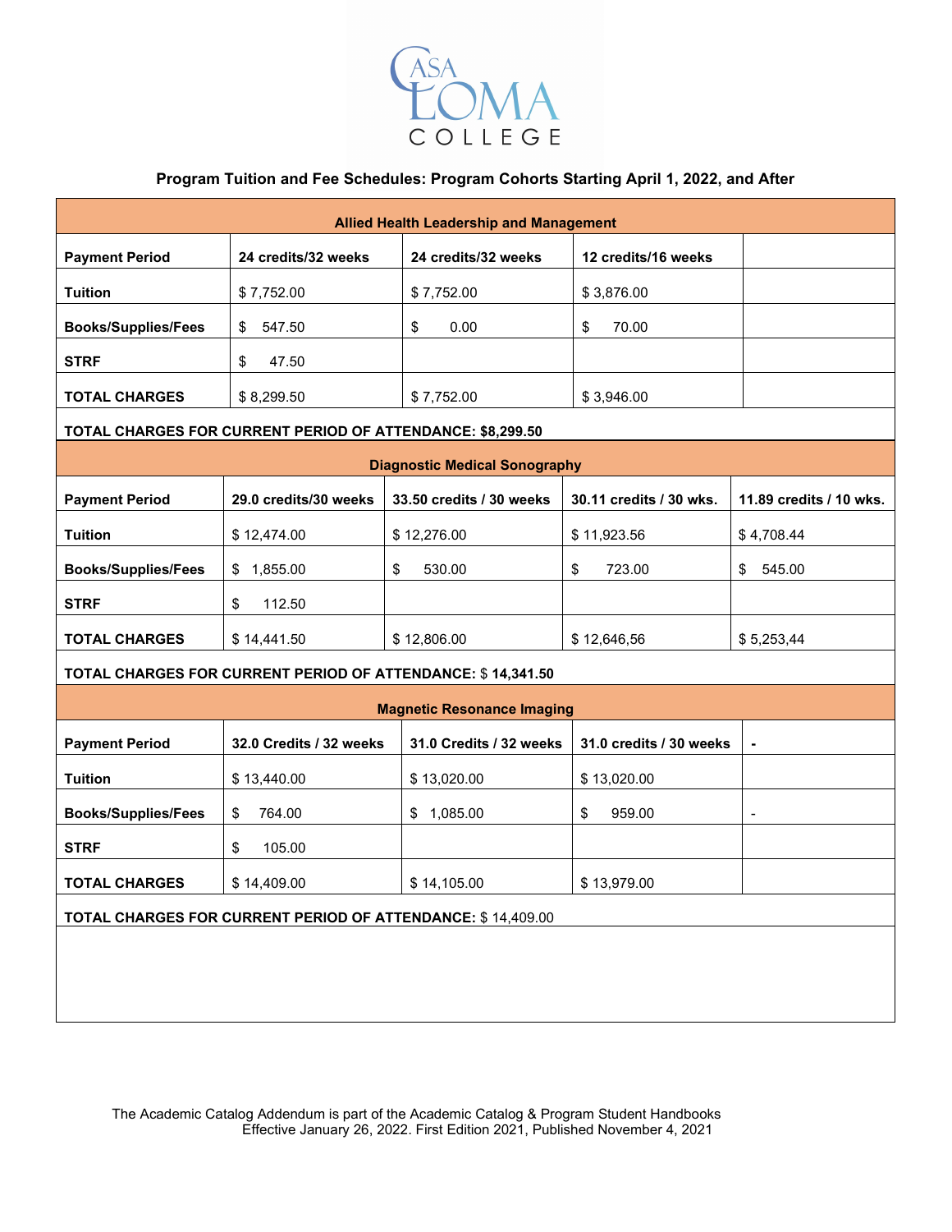# Program Tuition and Fee Schedules: Program Cohorts Starting April 1, 2022, and After

| Allied Health Leadership and Management | | | | |
|---|---|---|---|---|
| **Payment Period** | **24 credits/32 weeks** | **24 credits/32 weeks** | **12 credits/16 weeks** | |
| **Tuition** | $ 7,752.00 | $ 7,752.00 | $ 3,876.00 | |
| **Books/Supplies/Fees** | $ 547.50 | $ 0.00 | $ 70.00 | |
| **STRF** | $ 47.50 | | | |
| **TOTAL CHARGES** | $ 8,299.50 | $ 7,752.00 | $ 3,946.00 | |

**TOTAL CHARGES FOR CURRENT PERIOD OF ATTENDANCE: $8,299.50**

| Diagnostic Medical Sonography | | | | |
|---|---|---|---|---|
| **Payment Period** | **29.0 credits/30 weeks** | **33.50 credits / 30 weeks** | **30.11 credits / 30 wks.** | **11.89 credits / 10 wks.** |
| **Tuition** | $ 12,474.00 | $ 12,276.00 | $ 11,923.56 | $ 4,708.44 |
| **Books/Supplies/Fees** | $ 1,855.00 | $ 530.00 | $ 723.00 | $ 545.00 |
| **STRF** | $ 112.50 | | | |
| **TOTAL CHARGES** | $ 14,441.50 | $ 12,806.00 | $ 12,646,56 | $ 5,253,44 |

**TOTAL CHARGES FOR CURRENT PERIOD OF ATTENDANCE:** $ **14,341.50**

| Magnetic Resonance Imaging | | | | |
|---|---|---|---|---|
| **Payment Period** | **32.0 Credits / 32 weeks** | **31.0 Credits / 32 weeks** | **31.0 credits / 30 weeks** | **-** |
| **Tuition** | $ 13,440.00 | $ 13,020.00 | $ 13,020.00 | |
| **Books/Supplies/Fees** | $ 764.00 | $ 1,085.00 | $ 959.00 | - |
| **STRF** | $ 105.00 | | | |
| **TOTAL CHARGES** | $ 14,409.00 | $ 14,105.00 | $ 13,979.00 | |

**TOTAL CHARGES FOR CURRENT PERIOD OF ATTENDANCE:** $ 14,409.00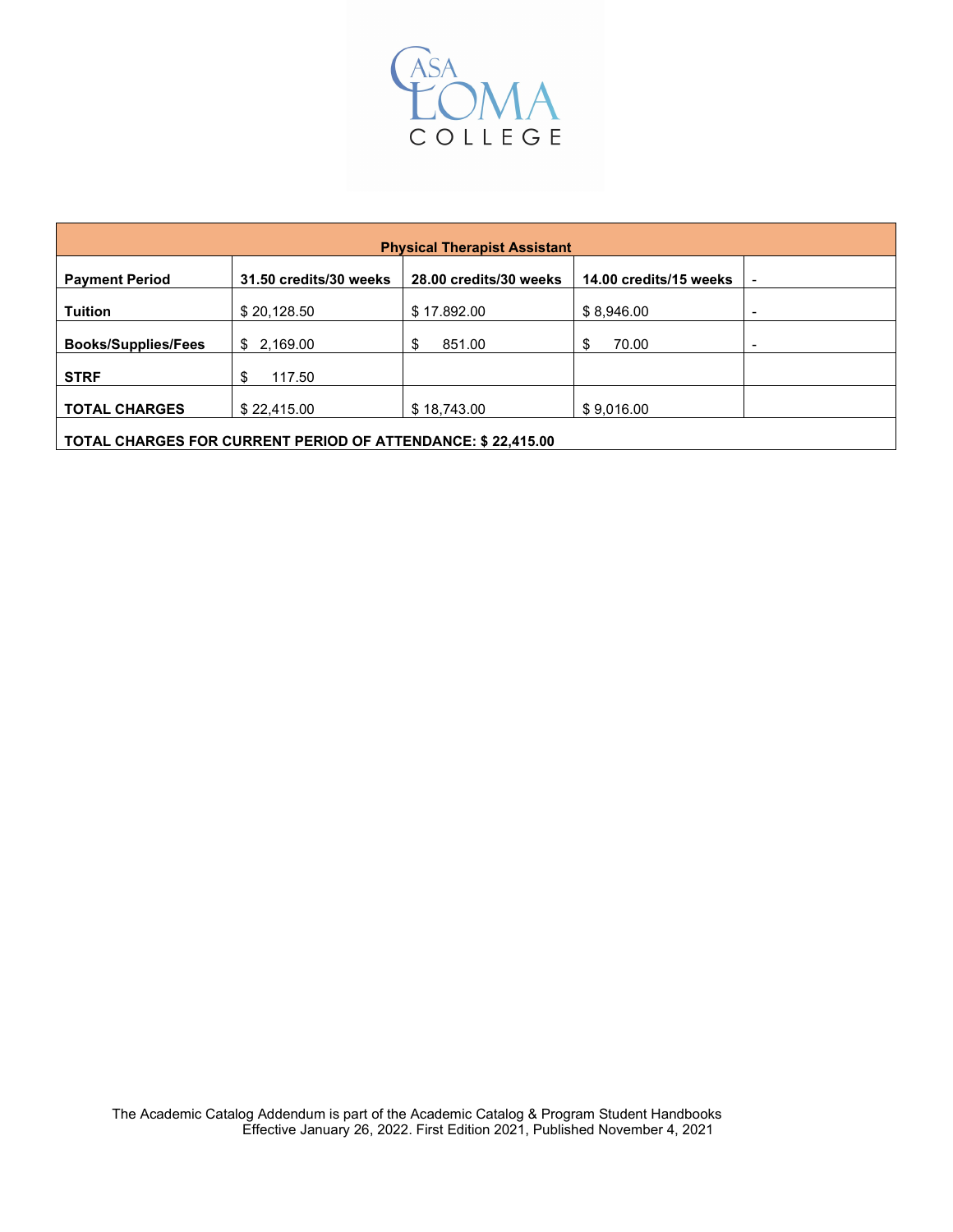| Physical Therapist Assistant | | | | |
|---|---|---|---|---|
| **Payment Period** | **31.50 credits/30 weeks** | **28.00 credits/30 weeks** | **14.00 credits/15 weeks** | - |
| **Tuition** | $ 20,128.50 | $ 17.892.00 | $ 8,946.00 | - |
| **Books/Supplies/Fees** | $ 2,169.00 | $ 851.00 | $ 70.00 | - |
| **STRF** | $ 117.50 | | | |
| **TOTAL CHARGES** | $ 22,415.00 | $ 18,743.00 | $ 9,016.00 | |
| **TOTAL CHARGES FOR CURRENT PERIOD OF ATTENDANCE: $ 22,415.00** | | | | |

The Academic Catalog Addendum is part of the Academic Catalog & Program Student Handbooks
Effective January 26, 2022. First Edition 2021, Published November 4, 2021